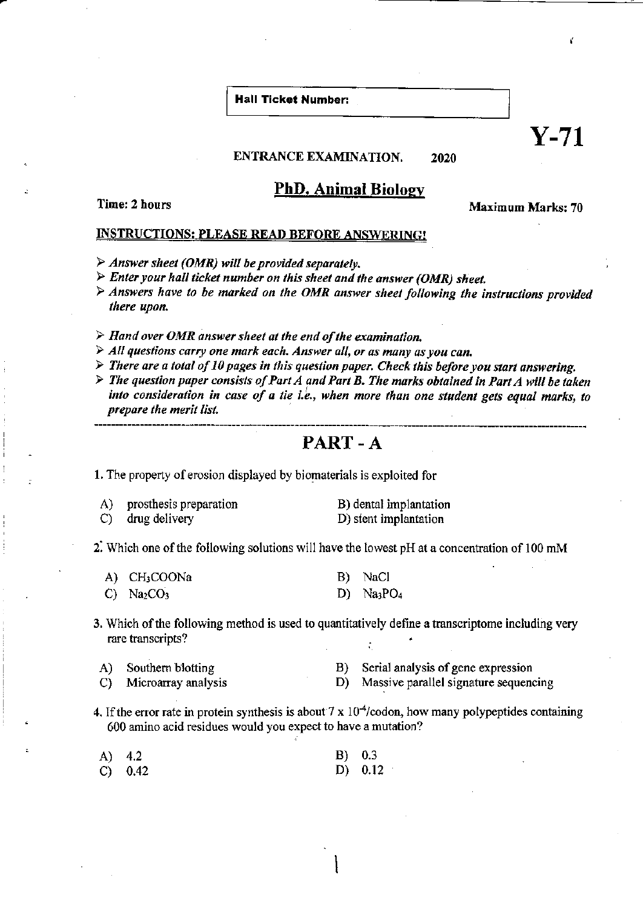**Hall Ticket Number:**

**Y-71**

**ENTRANCE EXAMINATION. 2020**

## PhD. Animal Biology

**Time: 2 hours** **Maximum Marks: 70**

**INSTRUCTIONS: PLEASE READ BEFORE ANSWERING!**

- *Answer sheet (OMR) will be provided separately.*
- *Enter your hall ticket number on this sheet and the answer (OMR) sheet.*
- *Answers have to be marked on the OMR answer sheet following the instructions provided there upon.*
- *Hand over OMR answer sheet at the end of the examination.*
- *All questions carry one mark each. Answer all, or as many as you can.*
- *There are a total of 10 pages in this question paper. Check this before you start answering.*
- *The question paper consists of Part A and Part B. The marks obtained in Part A will be taken into consideration in case of a tie i.e., when more than one student gets equal marks, to prepare the merit list.*

---

## PART - A

1. The property of erosion displayed by biomaterials is exploited for

   A) prosthesis preparation
   B) dental implantation
   C) drug delivery
   D) stent implantation

2. Which one of the following solutions will have the lowest pH at a concentration of 100 mM

   A) $CH_3COONa$
   B) $NaCl$
   C) $Na_2CO_3$
   D) $Na_3PO_4$

3. Which of the following method is used to quantitatively define a transcriptome including very rare transcripts?

   A) Southern blotting
   B) Serial analysis of gene expression
   C) Microarray analysis
   D) Massive parallel signature sequencing

4. If the error rate in protein synthesis is about $7 \times 10^{-4}$/codon, how many polypeptides containing 600 amino acid residues would you expect to have a mutation?

   A) 4.2
   B) 0.3
   C) 0.42
   D) 0.12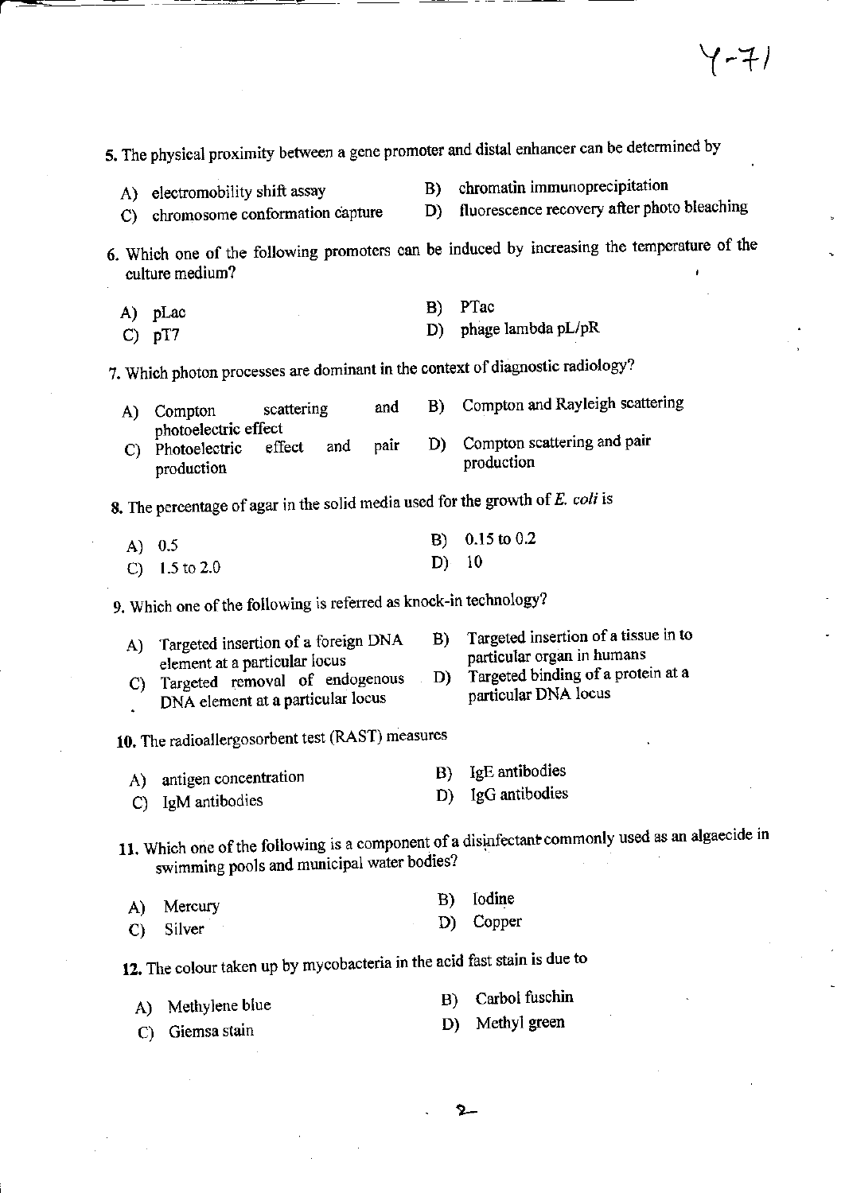5. The physical proximity between a gene promoter and distal enhancer can be determined by

A) electromobility shift assay
B) chromatin immunoprecipitation
C) chromosome conformation capture
D) fluorescence recovery after photo bleaching

6. Which one of the following promoters can be induced by increasing the temperature of the culture medium?

A) pLac
B) PTac
C) pT7
D) phage lambda pL/pR

7. Which photon processes are dominant in the context of diagnostic radiology?

A) Compton scattering and photoelectric effect
B) Compton and Rayleigh scattering
C) Photoelectric effect and pair production
D) Compton scattering and pair production

8. The percentage of agar in the solid media used for the growth of *E. coli* is

A) 0.5
B) 0.15 to 0.2
C) 1.5 to 2.0
D) 10

9. Which one of the following is referred as knock-in technology?

A) Targeted insertion of a foreign DNA element at a particular locus
B) Targeted insertion of a tissue in to particular organ in humans
C) Targeted removal of endogenous DNA element at a particular locus
D) Targeted binding of a protein at a particular DNA locus

10. The radioallergosorbent test (RAST) measures

A) antigen concentration
B) IgE antibodies
C) IgM antibodies
D) IgG antibodies

11. Which one of the following is a component of a disinfectant commonly used as an algaecide in swimming pools and municipal water bodies?

A) Mercury
B) Iodine
C) Silver
D) Copper

12. The colour taken up by mycobacteria in the acid fast stain is due to

A) Methylene blue
B) Carbol fuschin
C) Giemsa stain
D) Methyl green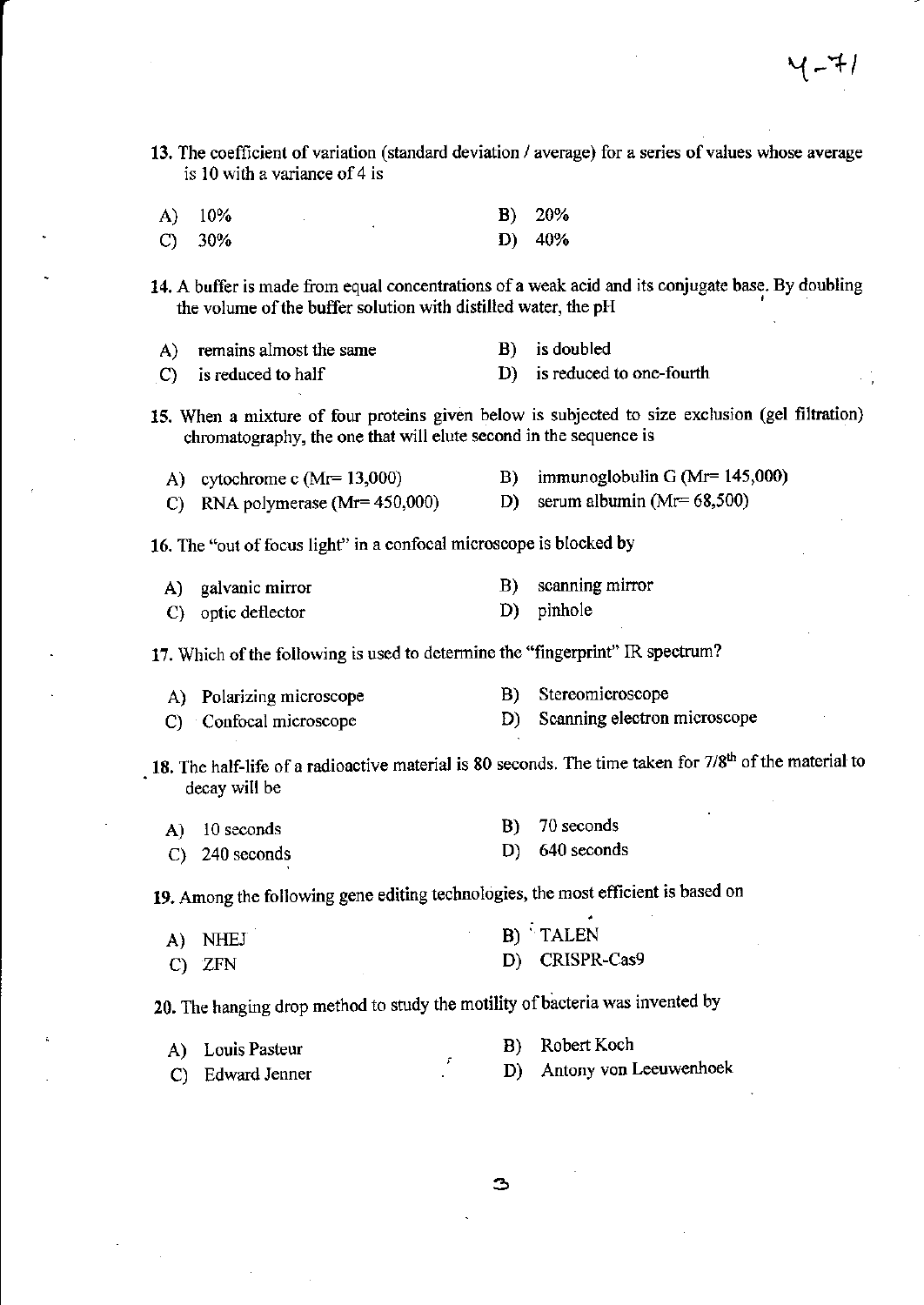13. The coefficient of variation (standard deviation / average) for a series of values whose average is 10 with a variance of 4 is

A) 10% B) 20%

C) 30% D) 40%

14. A buffer is made from equal concentrations of a weak acid and its conjugate base. By doubling the volume of the buffer solution with distilled water, the pH

A) remains almost the same B) is doubled

C) is reduced to half D) is reduced to one-fourth

15. When a mixture of four proteins given below is subjected to size exclusion (gel filtration) chromatography, the one that will elute second in the sequence is

A) cytochrome c (Mr= 13,000) B) immunoglobulin G (Mr= 145,000)

C) RNA polymerase (Mr= 450,000) D) serum albumin (Mr= 68,500)

16. The "out of focus light" in a confocal microscope is blocked by

A) galvanic mirror B) scanning mirror

C) optic deflector D) pinhole

17. Which of the following is used to determine the "fingerprint" IR spectrum?

A) Polarizing microscope B) Stereomicroscope

C) Confocal microscope D) Scanning electron microscope

18. The half-life of a radioactive material is 80 seconds. The time taken for 7/8[th] of the material to decay will be

A) 10 seconds B) 70 seconds

C) 240 seconds D) 640 seconds

19. Among the following gene editing technologies, the most efficient is based on

A) NHEJ B) TALEN

C) ZFN D) CRISPR-Cas9

20. The hanging drop method to study the motility of bacteria was invented by

A) Louis Pasteur B) Robert Koch

C) Edward Jenner D) Antony von Leeuwenhoek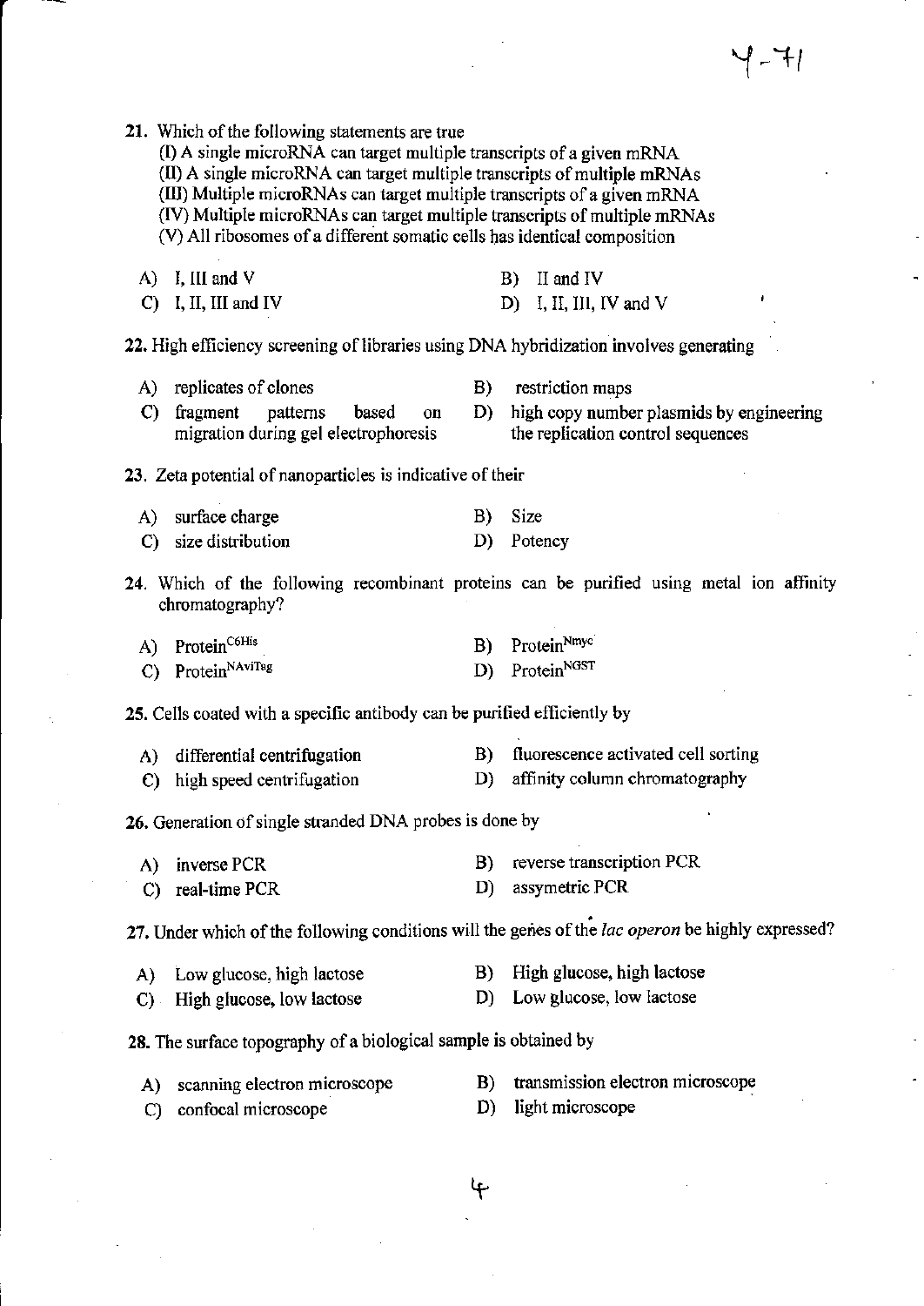21. Which of the following statements are true

(I) A single microRNA can target multiple transcripts of a given mRNA

(II) A single microRNA can target multiple transcripts of multiple mRNAs

(III) Multiple microRNAs can target multiple transcripts of a given mRNA

(IV) Multiple microRNAs can target multiple transcripts of multiple mRNAs

(V) All ribosomes of a different somatic cells has identical composition

A) I, III and V
B) II and IV
C) I, II, III and IV
D) I, II, III, IV and V

22. High efficiency screening of libraries using DNA hybridization involves generating

A) replicates of clones
B) restriction maps
C) fragment patterns based on migration during gel electrophoresis
D) high copy number plasmids by engineering the replication control sequences

23. Zeta potential of nanoparticles is indicative of their

A) surface charge
B) Size
C) size distribution
D) Potency

24. Which of the following recombinant proteins can be purified using metal ion affinity chromatography?

A) $Protein^{C6His}$
B) $Protein^{Nmyc}$
C) $Protein^{NAviTag}$
D) $Protein^{NGST}$

25. Cells coated with a specific antibody can be purified efficiently by

A) differential centrifugation
B) fluorescence activated cell sorting
C) high speed centrifugation
D) affinity column chromatography

26. Generation of single stranded DNA probes is done by

A) inverse PCR
B) reverse transcription PCR
C) real-time PCR
D) assymetric PCR

27. Under which of the following conditions will the genes of the *lac operon* be highly expressed?

A) Low glucose, high lactose
B) High glucose, high lactose
C) High glucose, low lactose
D) Low glucose, low lactose

28. The surface topography of a biological sample is obtained by

A) scanning electron microscope
B) transmission electron microscope
C) confocal microscope
D) light microscope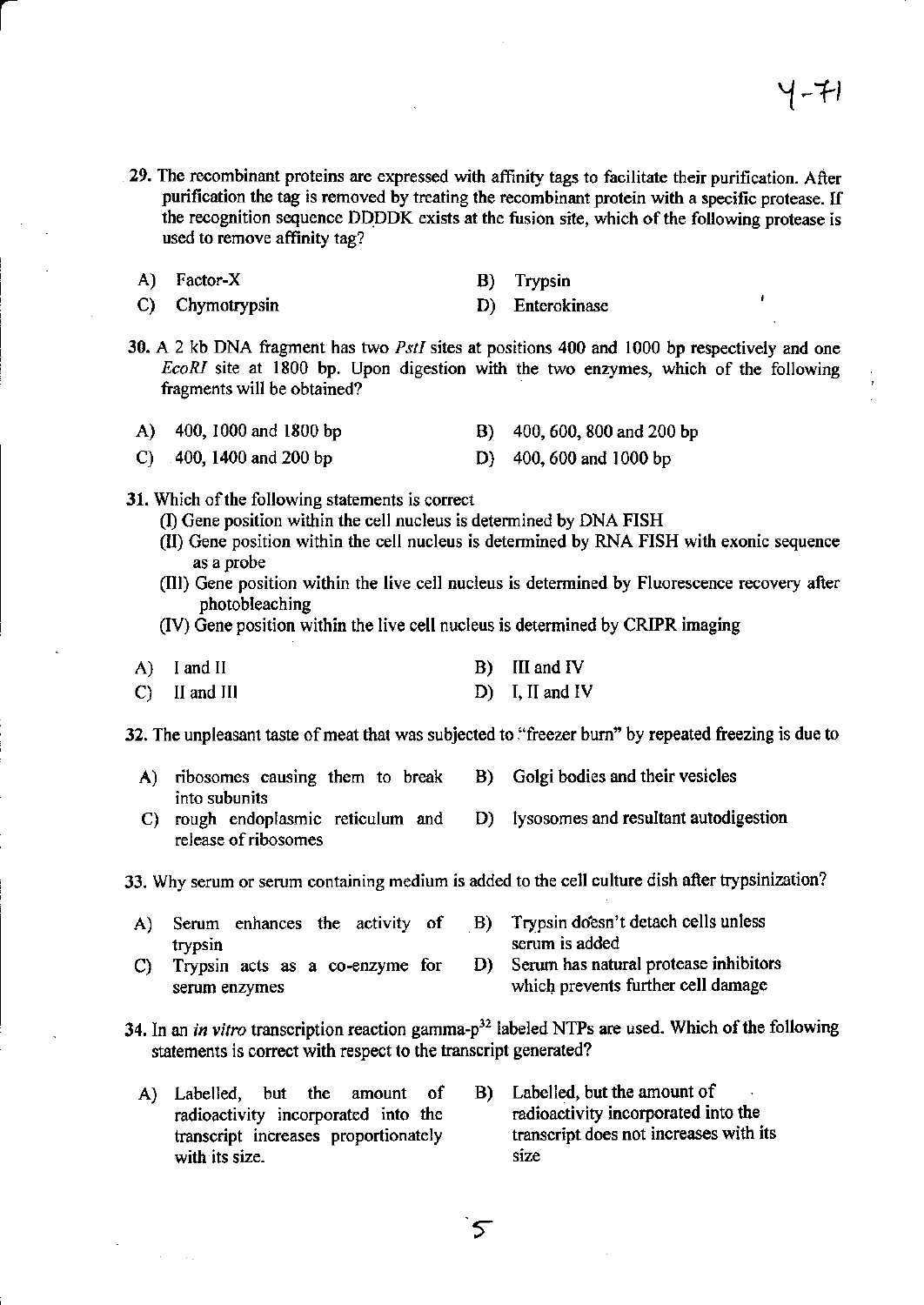29. The recombinant proteins are expressed with affinity tags to facilitate their purification. After purification the tag is removed by treating the recombinant protein with a specific protease. If the recognition sequence DDDDK exists at the fusion site, which of the following protease is used to remove affinity tag?

A) Factor-X

B) Trypsin

C) Chymotrypsin

D) Enterokinase

30. A 2 kb DNA fragment has two *PstI* sites at positions 400 and 1000 bp respectively and one *EcoRI* site at 1800 bp. Upon digestion with the two enzymes, which of the following fragments will be obtained?

A) 400, 1000 and 1800 bp

B) 400, 600, 800 and 200 bp

C) 400, 1400 and 200 bp

D) 400, 600 and 1000 bp

31. Which of the following statements is correct
 (I) Gene position within the cell nucleus is determined by DNA FISH
 (II) Gene position within the cell nucleus is determined by RNA FISH with exonic sequence as a probe
 (III) Gene position within the live cell nucleus is determined by Fluorescence recovery after photobleaching
 (IV) Gene position within the live cell nucleus is determined by CRIPR imaging

A) I and II

B) III and IV

C) II and III

D) I, II and IV

32. The unpleasant taste of meat that was subjected to "freezer burn" by repeated freezing is due to

A) ribosomes causing them to break into subunits

B) Golgi bodies and their vesicles

C) rough endoplasmic reticulum and release of ribosomes

D) lysosomes and resultant autodigestion

33. Why serum or serum containing medium is added to the cell culture dish after trypsinization?

A) Serum enhances the activity of trypsin

B) Trypsin doesn't detach cells unless serum is added

C) Trypsin acts as a co-enzyme for serum enzymes

D) Serum has natural protease inhibitors which prevents further cell damage

34. In an *in vitro* transcription reaction gamma-$p^{32}$ labeled NTPs are used. Which of the following statements is correct with respect to the transcript generated?

A) Labelled, but the amount of radioactivity incorporated into the transcript increases proportionately with its size.

B) Labelled, but the amount of radioactivity incorporated into the transcript does not increases with its size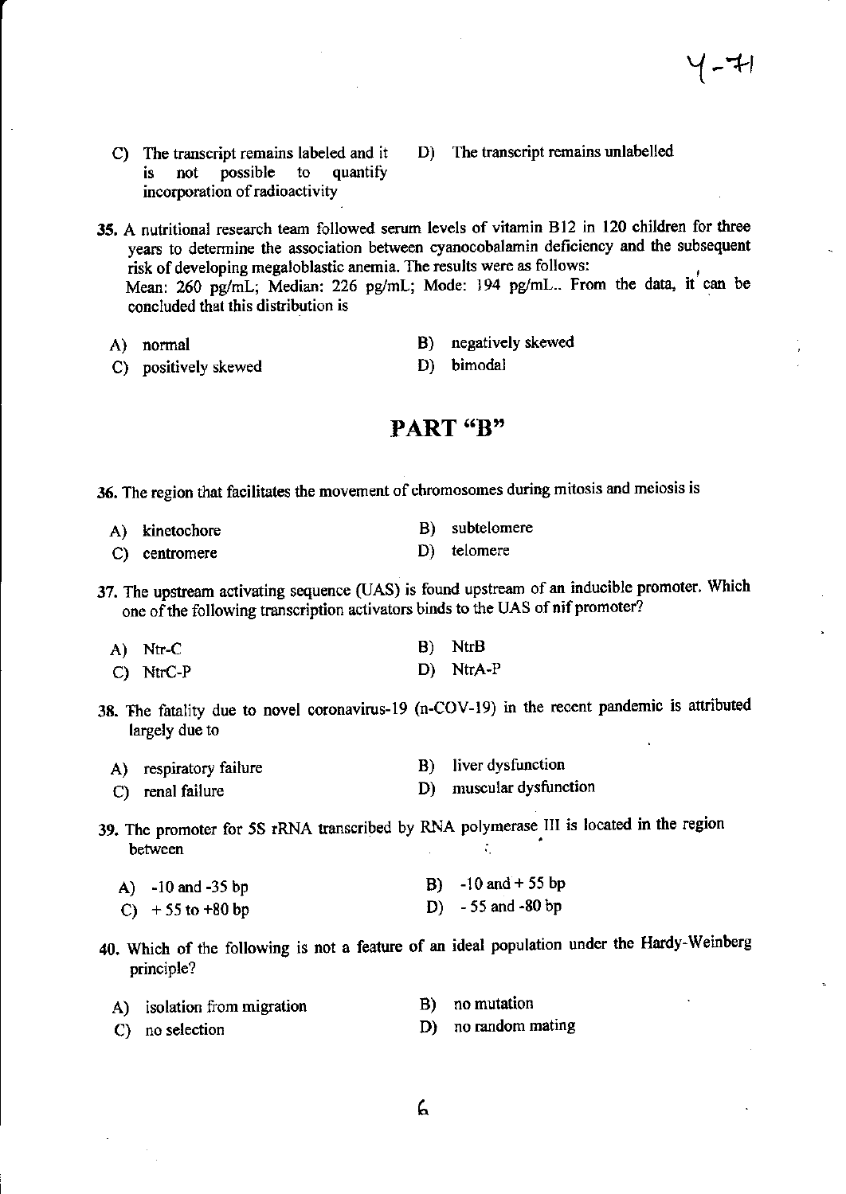C) The transcript remains labeled and it is not possible to quantify incorporation of radioactivity

D) The transcript remains unlabelled

35. A nutritional research team followed serum levels of vitamin B12 in 120 children for three years to determine the association between cyanocobalamin deficiency and the subsequent risk of developing megaloblastic anemia. The results were as follows:
Mean: 260 pg/mL; Median: 226 pg/mL; Mode: 194 pg/mL.. From the data, it can be concluded that this distribution is

A) normal
B) negatively skewed
C) positively skewed
D) bimodal

## PART "B"

36. The region that facilitates the movement of chromosomes during mitosis and meiosis is

A) kinetochore
B) subtelomere
C) centromere
D) telomere

37. The upstream activating sequence (UAS) is found upstream of an inducible promoter. Which one of the following transcription activators binds to the UAS of nif promoter?

A) Ntr-C
B) NtrB
C) NtrC-P
D) NtrA-P

38. The fatality due to novel coronavirus-19 (n-COV-19) in the recent pandemic is attributed largely due to

A) respiratory failure
B) liver dysfunction
C) renal failure
D) muscular dysfunction

39. The promoter for 5S rRNA transcribed by RNA polymerase III is located in the region between

A) -10 and -35 bp
B) -10 and + 55 bp
C) + 55 to +80 bp
D) - 55 and -80 bp

40. Which of the following is not a feature of an ideal population under the Hardy-Weinberg principle?

A) isolation from migration
B) no mutation
C) no selection
D) no random mating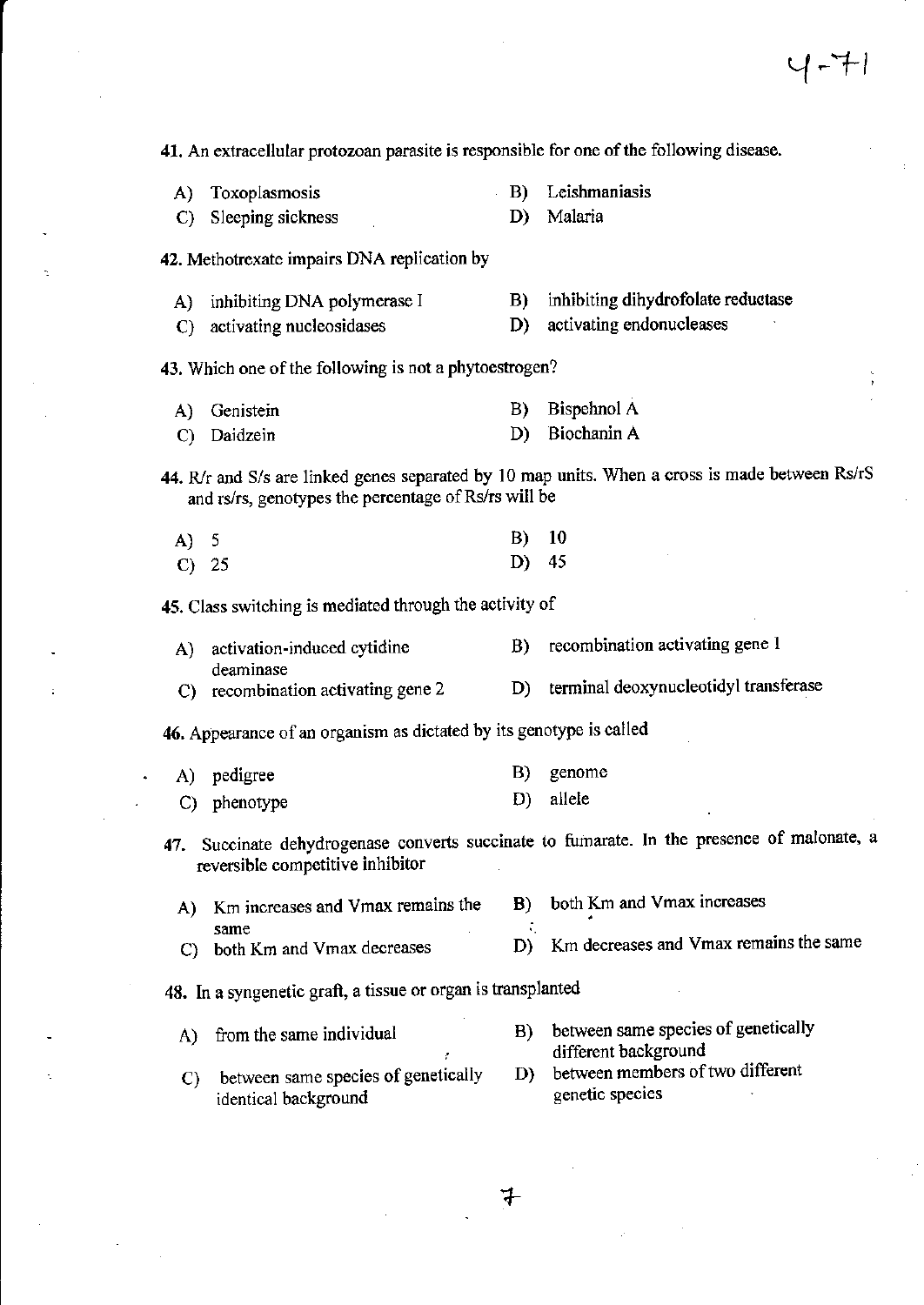41. An extracellular protozoan parasite is responsible for one of the following disease.

A) Toxoplasmosis
B) Leishmaniasis
C) Sleeping sickness
D) Malaria

42. Methotrexate impairs DNA replication by

A) inhibiting DNA polymerase I
B) inhibiting dihydrofolate reductase
C) activating nucleosidases
D) activating endonucleases

43. Which one of the following is not a phytoestrogen?

A) Genistein
B) Bispehnol A
C) Daidzein
D) Biochanin A

44. R/r and S/s are linked genes separated by 10 map units. When a cross is made between Rs/rS and rs/rs, genotypes the percentage of Rs/rs will be

A) 5
B) 10
C) 25
D) 45

45. Class switching is mediated through the activity of

A) activation-induced cytidine deaminase
B) recombination activating gene 1
C) recombination activating gene 2
D) terminal deoxynucleotidyl transferase

46. Appearance of an organism as dictated by its genotype is called

A) pedigree
B) genome
C) phenotype
D) allele

47. Succinate dehydrogenase converts succinate to fumarate. In the presence of malonate, a reversible competitive inhibitor

A) Km increases and Vmax remains the same
B) both Km and Vmax increases
C) both Km and Vmax decreases
D) Km decreases and Vmax remains the same

48. In a syngenetic graft, a tissue or organ is transplanted

A) from the same individual
B) between same species of genetically different background
C) between same species of genetically identical background
D) between members of two different genetic species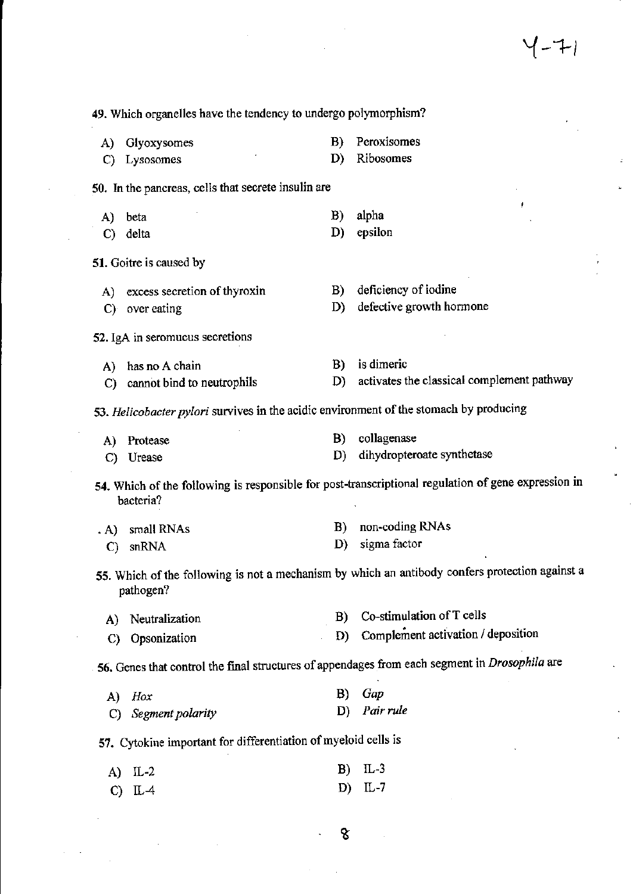49. Which organelles have the tendency to undergo polymorphism?

A) Glyoxysomes
B) Peroxisomes
C) Lysosomes
D) Ribosomes

50. In the pancreas, cells that secrete insulin are

A) beta
B) alpha
C) delta
D) epsilon

51. Goitre is caused by

A) excess secretion of thyroxin
B) deficiency of iodine
C) over eating
D) defective growth hormone

52. IgA in seromucus secretions

A) has no A chain
B) is dimeric
C) cannot bind to neutrophils
D) activates the classical complement pathway

53. *Helicobacter pylori* survives in the acidic environment of the stomach by producing

A) Protease
B) collagenase
C) Urease
D) dihydropteroate synthetase

54. Which of the following is responsible for post-transcriptional regulation of gene expression in bacteria?

A) small RNAs
B) non-coding RNAs
C) snRNA
D) sigma factor

55. Which of the following is not a mechanism by which an antibody confers protection against a pathogen?

A) Neutralization
B) Co-stimulation of T cells
C) Opsonization
D) Complement activation / deposition

56. Genes that control the final structures of appendages from each segment in *Drosophila* are

A) *Hox*
B) *Gap*
C) *Segment polarity*
D) *Pair rule*

57. Cytokine important for differentiation of myeloid cells is

A) IL-2
B) IL-3
C) IL-4
D) IL-7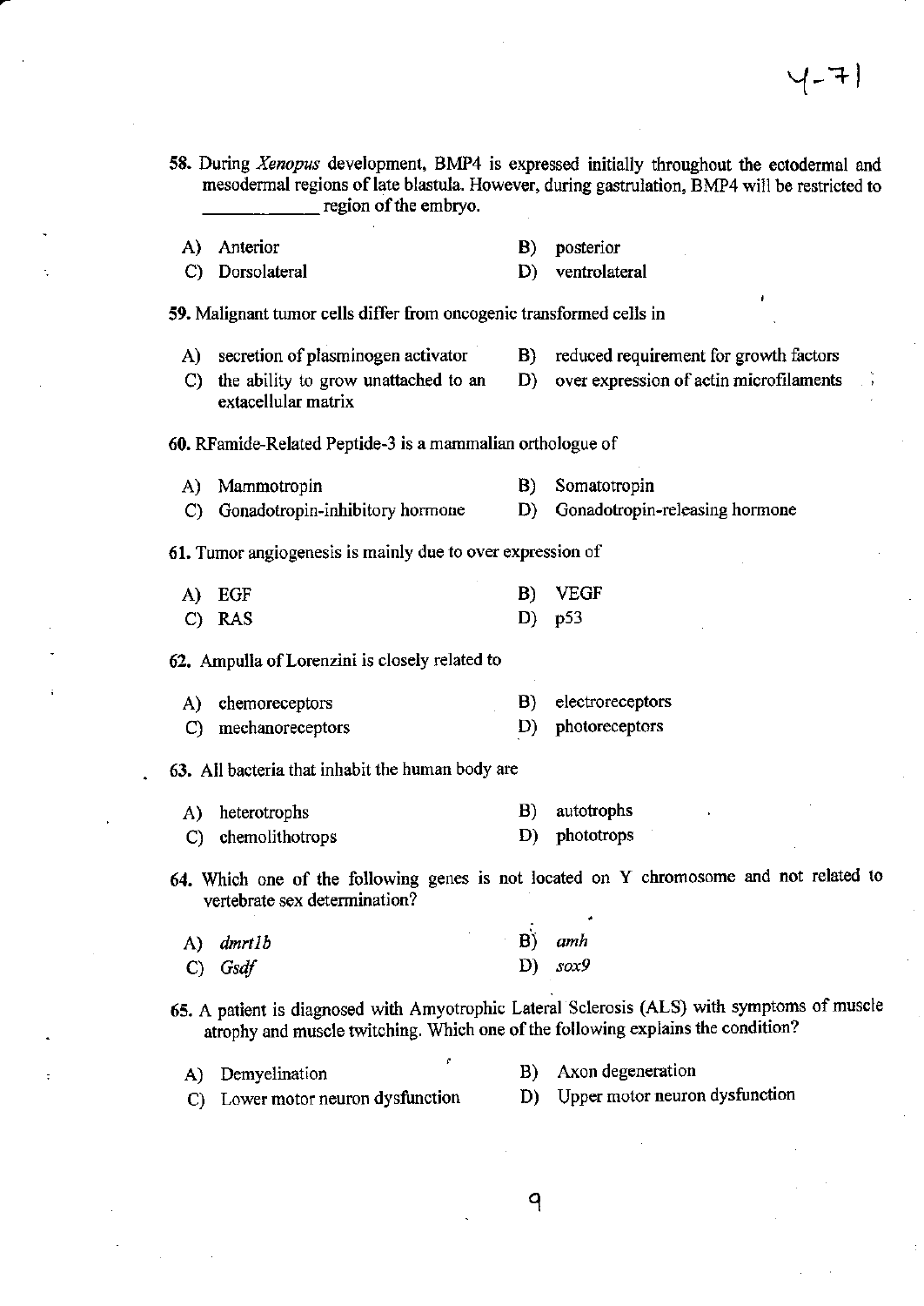58. During *Xenopus* development, BMP4 is expressed initially throughout the ectodermal and mesodermal regions of late blastula. However, during gastrulation, BMP4 will be restricted to ____________ region of the embryo.

A) Anterior
B) posterior
C) Dorsolateral
D) ventrolateral

59. Malignant tumor cells differ from oncogenic transformed cells in

A) secretion of plasminogen activator
B) reduced requirement for growth factors
C) the ability to grow unattached to an extracellular matrix
D) over expression of actin microfilaments

60. RFamide-Related Peptide-3 is a mammalian orthologue of

A) Mammotropin
B) Somatotropin
C) Gonadotropin-inhibitory hormone
D) Gonadotropin-releasing hormone

61. Tumor angiogenesis is mainly due to over expression of

A) EGF
B) VEGF
C) RAS
D) p53

62. Ampulla of Lorenzini is closely related to

A) chemoreceptors
B) electroreceptors
C) mechanoreceptors
D) photoreceptors

63. All bacteria that inhabit the human body are

A) heterotrophs
B) autotrophs
C) chemolithotrops
D) phototrops

64. Which one of the following genes is not located on Y chromosome and not related to vertebrate sex determination?

A) *dmrt1b*
B) *amh*
C) *Gsdf*
D) *sox9*

65. A patient is diagnosed with Amyotrophic Lateral Sclerosis (ALS) with symptoms of muscle atrophy and muscle twitching. Which one of the following explains the condition?

A) Demyelination
B) Axon degeneration
C) Lower motor neuron dysfunction
D) Upper motor neuron dysfunction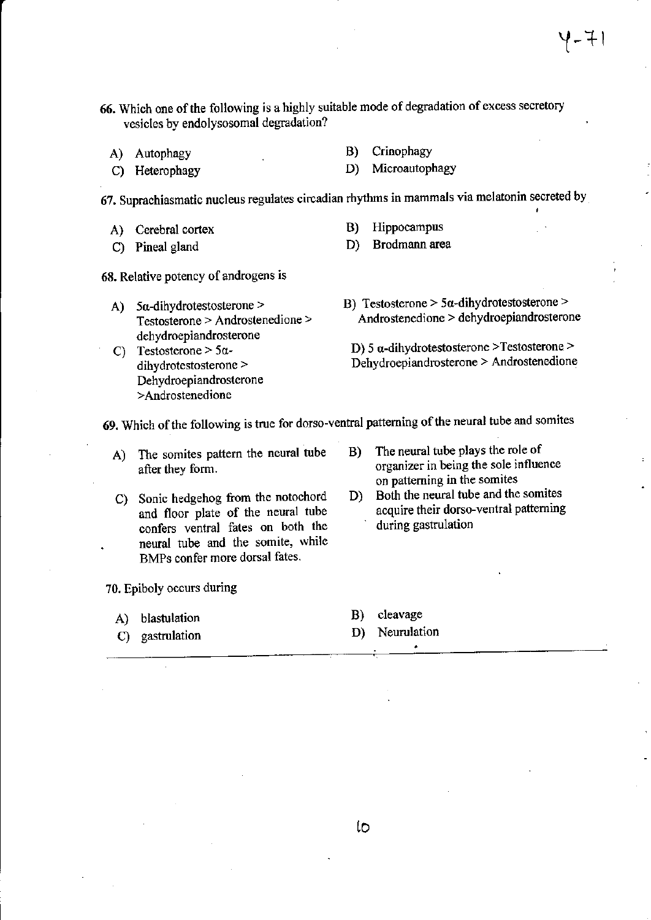66. Which one of the following is a highly suitable mode of degradation of excess secretory vesicles by endolysosomal degradation?

A) Autophagy
B) Crinophagy
C) Heterophagy
D) Microautophagy

67. Suprachiasmatic nucleus regulates circadian rhythms in mammals via melatonin secreted by

A) Cerebral cortex
B) Hippocampus
C) Pineal gland
D) Brodmann area

68. Relative potency of androgens is

A) 5α-dihydrotestosterone > Testosterone > Androstenedione > dehydroepiandrosterone
B) Testosterone > 5α-dihydrotestosterone > Androstenedione > dehydroepiandrosterone
C) Testosterone > 5α-dihydrotestosterone > Dehydroepiandrosterone >Androstenedione
D) 5 α-dihydrotestosterone >Testosterone > Dehydroepiandrosterone > Androstenedione

69. Which of the following is true for dorso-ventral patterning of the neural tube and somites

A) The somites pattern the neural tube after they form.
B) The neural tube plays the role of organizer in being the sole influence on patterning in the somites
C) Sonic hedgehog from the notochord and floor plate of the neural tube confers ventral fates on both the neural tube and the somite, while BMPs confer more dorsal fates.
D) Both the neural tube and the somites acquire their dorso-ventral patterning during gastrulation

70. Epiboly occurs during

A) blastulation
B) cleavage
C) gastrulation
D) Neurulation